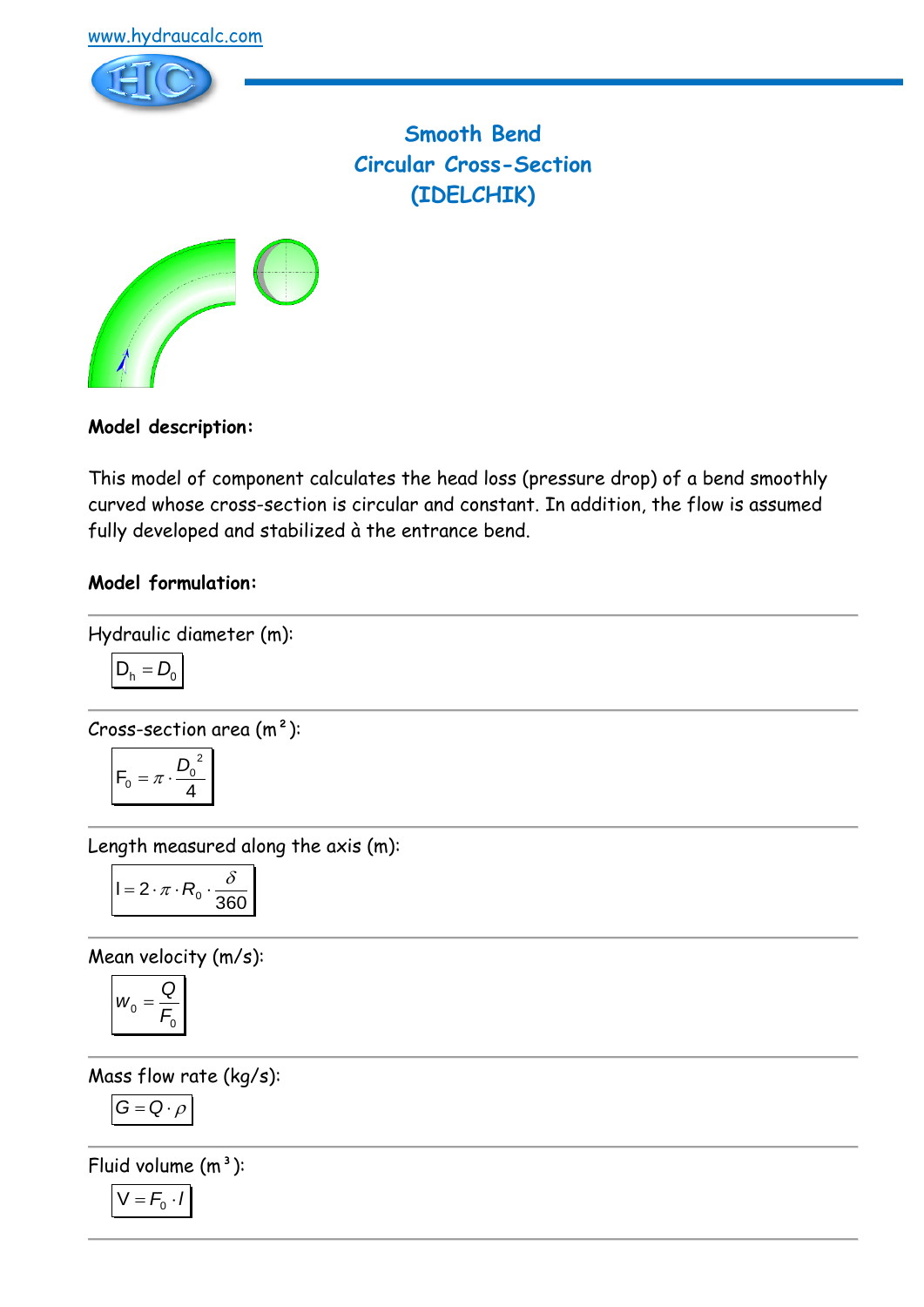www.hydraucalc.com

# Smooth Bend
# Circular Cross-Section
# (IDELCHIK)

**Model description:**

This model of component calculates the head loss (pressure drop) of a bend smoothly curved whose cross-section is circular and constant. In addition, the flow is assumed fully developed and stabilized à the entrance bend.

**Model formulation:**

Hydraulic diameter (m):

$$D_h = D_0$$

Cross-section area (m²):

$$F_0 = \pi \cdot \frac{D_0^{\,2}}{4}$$

Length measured along the axis (m):

$$l = 2 \cdot \pi \cdot R_0 \cdot \frac{\delta}{360}$$

Mean velocity (m/s):

$$w_0 = \frac{Q}{F_0}$$

Mass flow rate (kg/s):

$$G = Q \cdot \rho$$

Fluid volume (m³):

$$V = F_0 \cdot l$$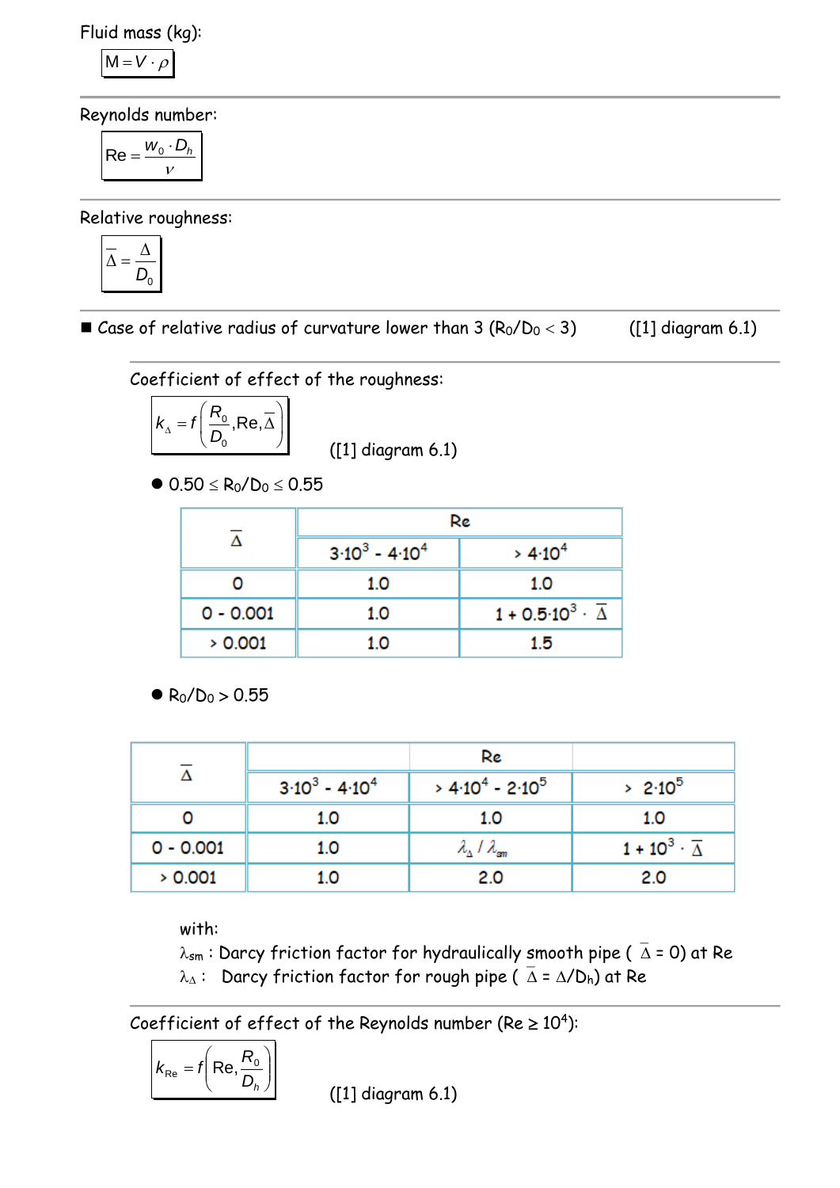Fluid mass (kg):

$$M = V \cdot \rho$$

Reynolds number:

$$\mathrm{Re} = \frac{w_0 \cdot D_h}{\nu}$$

Relative roughness:

$$\overline{\Delta} = \frac{\Delta}{D_0}$$

■ Case of relative radius of curvature lower than 3 ($R_0/D_0 < 3$) ([1] diagram 6.1)

Coefficient of effect of the roughness:

$$k_\Delta = f\left(\frac{R_0}{D_0}, \mathrm{Re}, \overline{\Delta}\right)$$

([1] diagram 6.1)

- $0.50 \leq R_0/D_0 \leq 0.55$

| $\overline{\Delta}$ | Re | |
|---|---|---|
| | $3 \cdot 10^3$ - $4 \cdot 10^4$ | > $4 \cdot 10^4$ |
| 0 | 1.0 | 1.0 |
| 0 - 0.001 | 1.0 | $1 + 0.5 \cdot 10^3 \cdot \overline{\Delta}$ |
| > 0.001 | 1.0 | 1.5 |

- $R_0/D_0 > 0.55$

| $\overline{\Delta}$ | Re | | |
|---|---|---|---|
| | $3 \cdot 10^3$ - $4 \cdot 10^4$ | > $4 \cdot 10^4$ - $2 \cdot 10^5$ | > $2 \cdot 10^5$ |
| 0 | 1.0 | 1.0 | 1.0 |
| 0 - 0.001 | 1.0 | $\lambda_\Delta / \lambda_{sm}$ | $1 + 10^3 \cdot \overline{\Delta}$ |
| > 0.001 | 1.0 | 2.0 | 2.0 |

with:
$\lambda_{sm}$ : Darcy friction factor for hydraulically smooth pipe ( $\overline{\Delta}$ = 0) at Re
$\lambda_\Delta$ : Darcy friction factor for rough pipe ( $\overline{\Delta} = \Delta/D_h$) at Re

Coefficient of effect of the Reynolds number ($\mathrm{Re} \geq 10^4$):

$$k_{\mathrm{Re}} = f\left(\mathrm{Re}, \frac{R_0}{D_h}\right)$$

([1] diagram 6.1)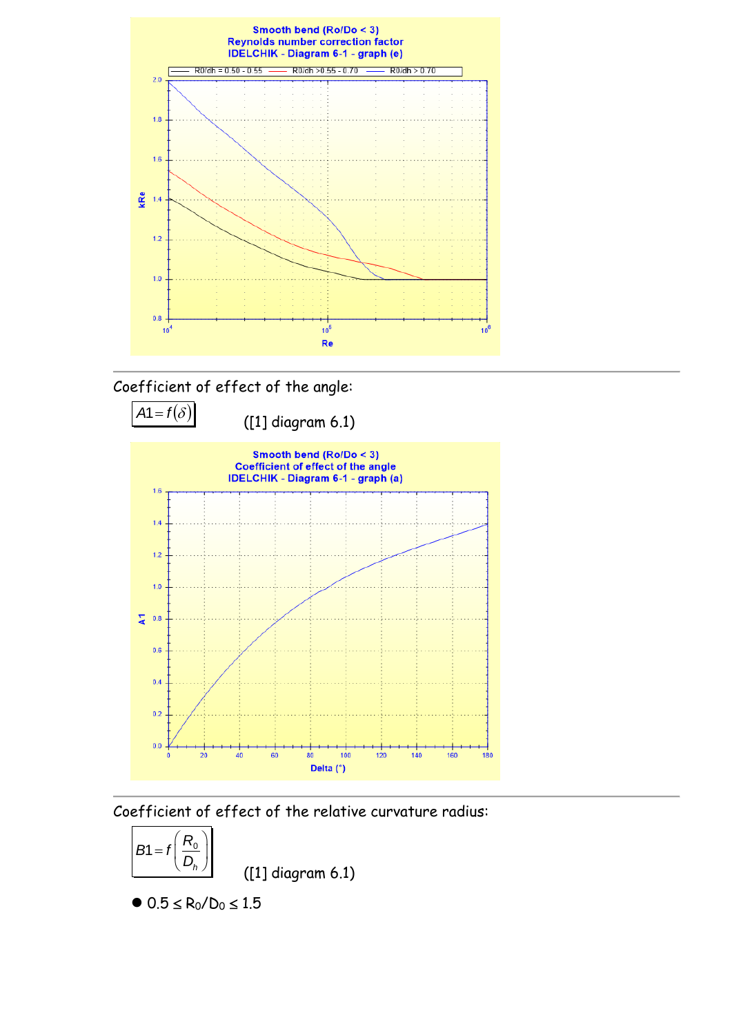Coefficient of effect of the angle:

$$A1 = f(\delta)$$

([1] diagram 6.1)

Coefficient of effect of the relative curvature radius:

$$B1 = f\left(\frac{R_0}{D_h}\right)$$

([1] diagram 6.1)

- $0.5 \leq R_0/D_0 \leq 1.5$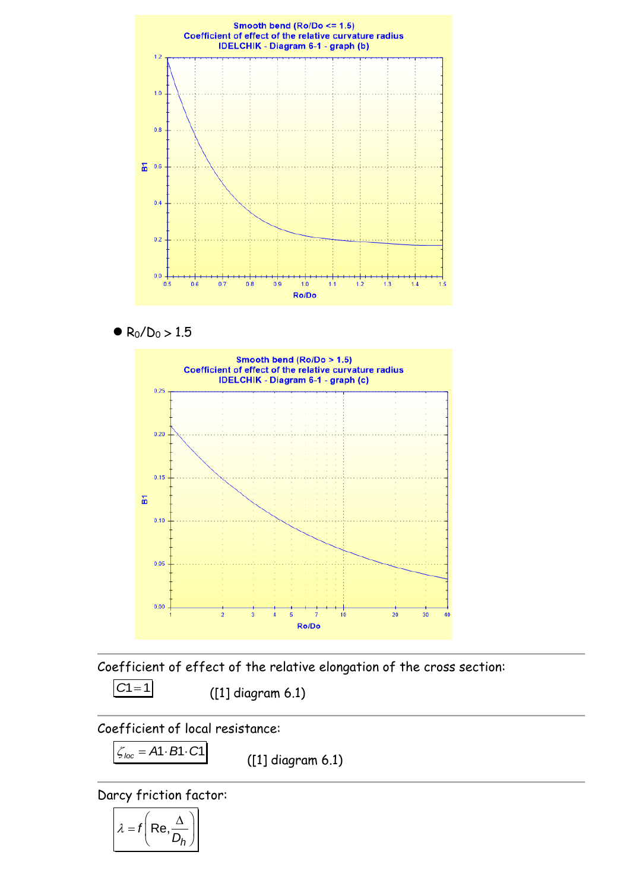Smooth bend (Ro/Do <= 1.5)
Coefficient of effect of the relative curvature radius
IDELCHIK - Diagram 6-1 - graph (b)

- $R_0/D_0 > 1.5$

Smooth bend (Ro/Do > 1.5)
Coefficient of effect of the relative curvature radius
IDELCHIK - Diagram 6-1 - graph (c)

Coefficient of effect of the relative elongation of the cross section:

$$C1 = 1$$ ([1] diagram 6.1)

Coefficient of local resistance:

$$\zeta_{loc} = A1 \cdot B1 \cdot C1$$ ([1] diagram 6.1)

Darcy friction factor:

$$\lambda = f\left(\mathrm{Re}, \frac{\Delta}{D_h}\right)$$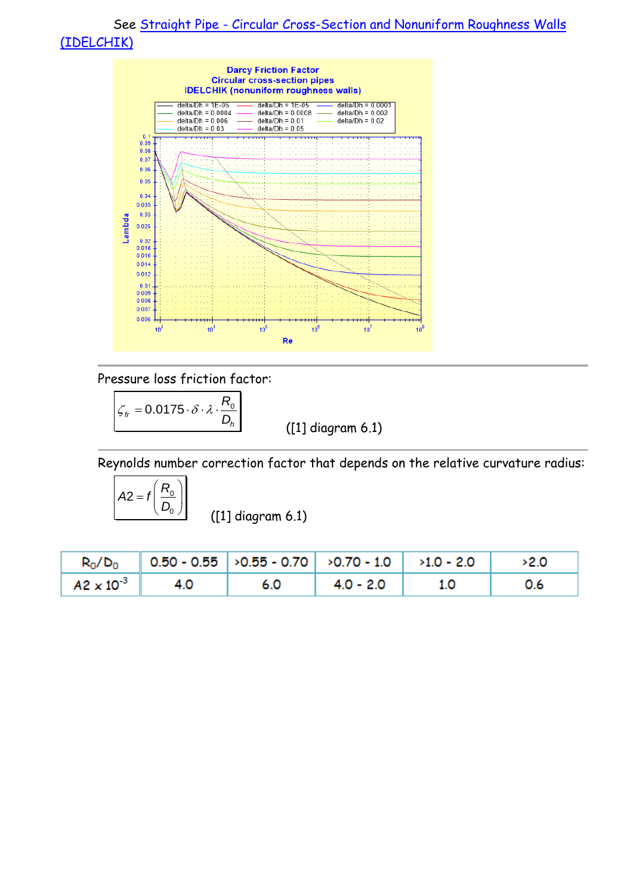See Straight Pipe - Circular Cross-Section and Nonuniform Roughness Walls (IDELCHIK)

Pressure loss friction factor:

$$\zeta_{fr} = 0.0175 \cdot \delta \cdot \lambda \cdot \frac{R_0}{D_h}$$

([1] diagram 6.1)

Reynolds number correction factor that depends on the relative curvature radius:

$$A2 = f\left(\frac{R_0}{D_0}\right)$$

([1] diagram 6.1)

| $R_0/D_0$ | 0.50 - 0.55 | >0.55 - 0.70 | >0.70 - 1.0 | >1.0 - 2.0 | >2.0 |
|---|---|---|---|---|---|
| $A2 \times 10^{-3}$ | 4.0 | 6.0 | 4.0 - 2.0 | 1.0 | 0.6 |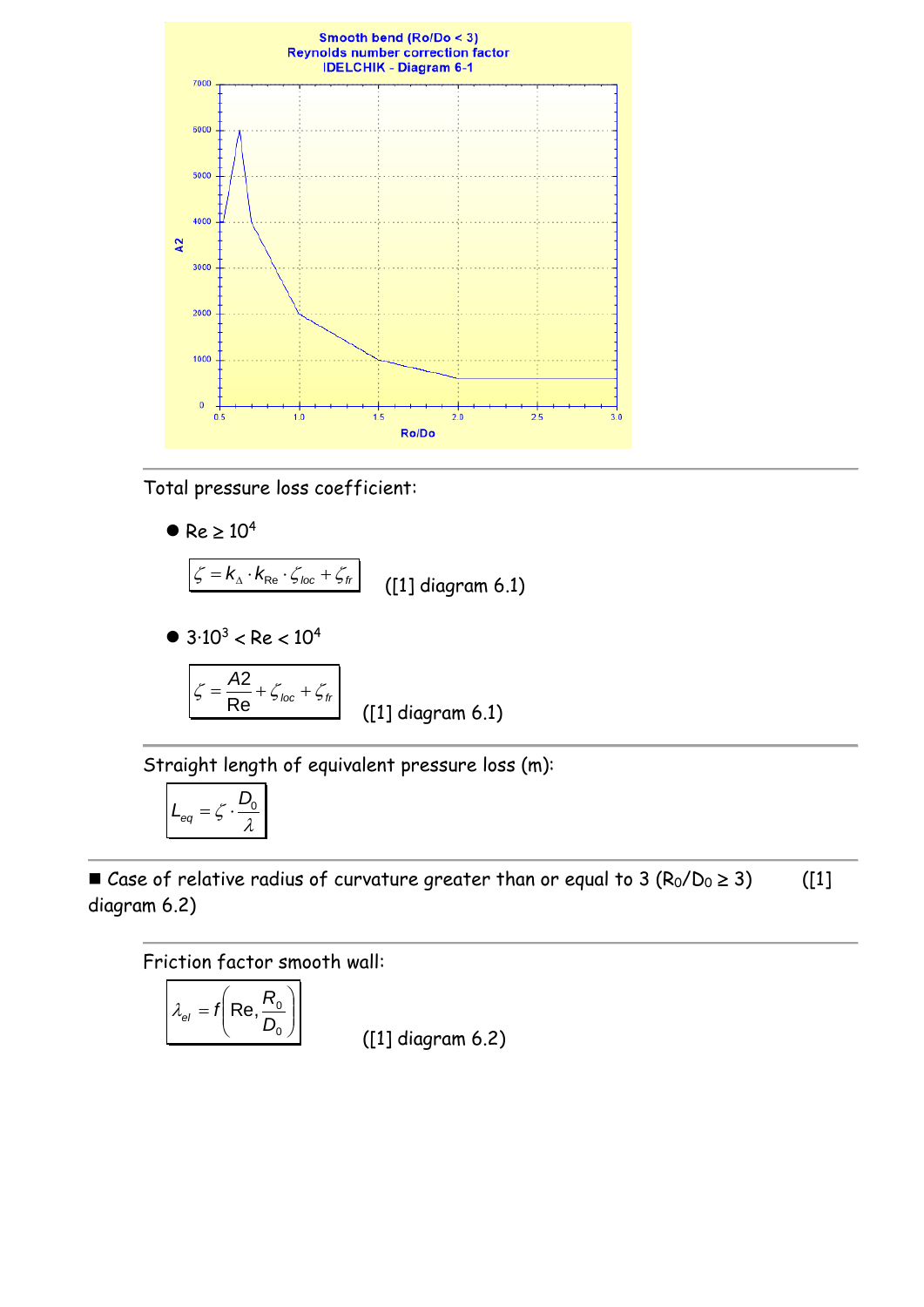Smooth bend (Ro/Do < 3)
Reynolds number correction factor
IDELCHIK - Diagram 6-1

Total pressure loss coefficient:

- $Re \geq 10^4$

$$\zeta = k_\Delta \cdot k_{Re} \cdot \zeta_{loc} + \zeta_{fr}$$

([1] diagram 6.1)

- $3 \cdot 10^3 < Re < 10^4$

$$\zeta = \frac{A2}{Re} + \zeta_{loc} + \zeta_{fr}$$

([1] diagram 6.1)

Straight length of equivalent pressure loss (m):

$$L_{eq} = \zeta \cdot \frac{D_0}{\lambda}$$

■ Case of relative radius of curvature greater than or equal to 3 ($R_0/D_0 \geq 3$) ([1] diagram 6.2)

Friction factor smooth wall:

$$\lambda_{el} = f\left(Re, \frac{R_0}{D_0}\right)$$

([1] diagram 6.2)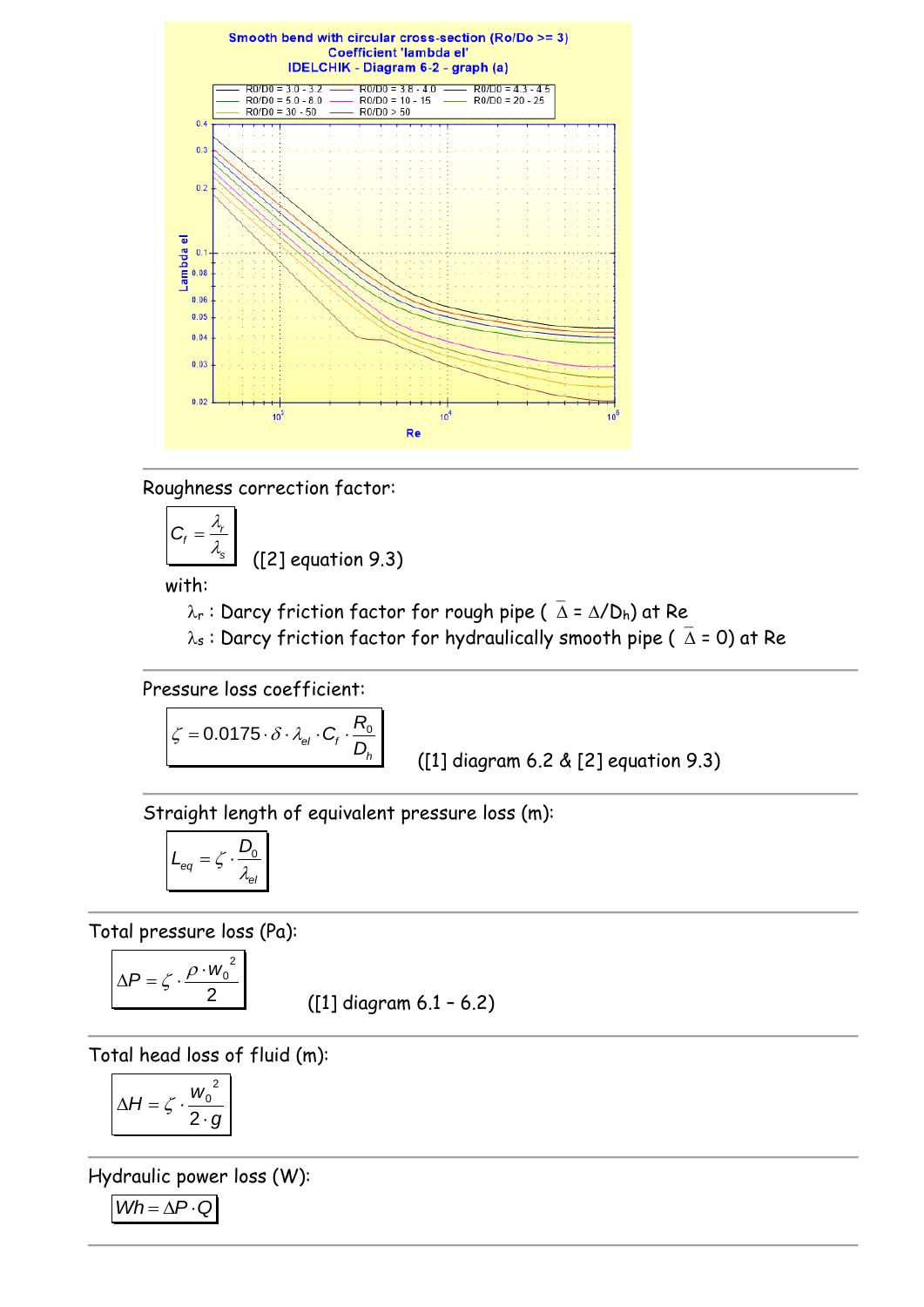Smooth bend with circular cross-section (Ro/Do >= 3)
Coefficient 'lambda el'
IDELCHIK - Diagram 6-2 - graph (a)

Roughness correction factor:

$$C_f = \frac{\lambda_r}{\lambda_s}$$ ([2] equation 9.3)

with:

- $\lambda_r$ : Darcy friction factor for rough pipe ( $\bar{\Delta} = \Delta/D_h$) at Re
- $\lambda_s$ : Darcy friction factor for hydraulically smooth pipe ( $\bar{\Delta} = 0$) at Re

Pressure loss coefficient:

$$\zeta = 0.0175 \cdot \delta \cdot \lambda_{el} \cdot C_f \cdot \frac{R_0}{D_h}$$

([1] diagram 6.2 & [2] equation 9.3)

Straight length of equivalent pressure loss (m):

$$L_{eq} = \zeta \cdot \frac{D_0}{\lambda_{el}}$$

Total pressure loss (Pa):

$$\Delta P = \zeta \cdot \frac{\rho \cdot w_0^2}{2}$$

([1] diagram 6.1 – 6.2)

Total head loss of fluid (m):

$$\Delta H = \zeta \cdot \frac{w_0^2}{2 \cdot g}$$

Hydraulic power loss (W):

$$Wh = \Delta P \cdot Q$$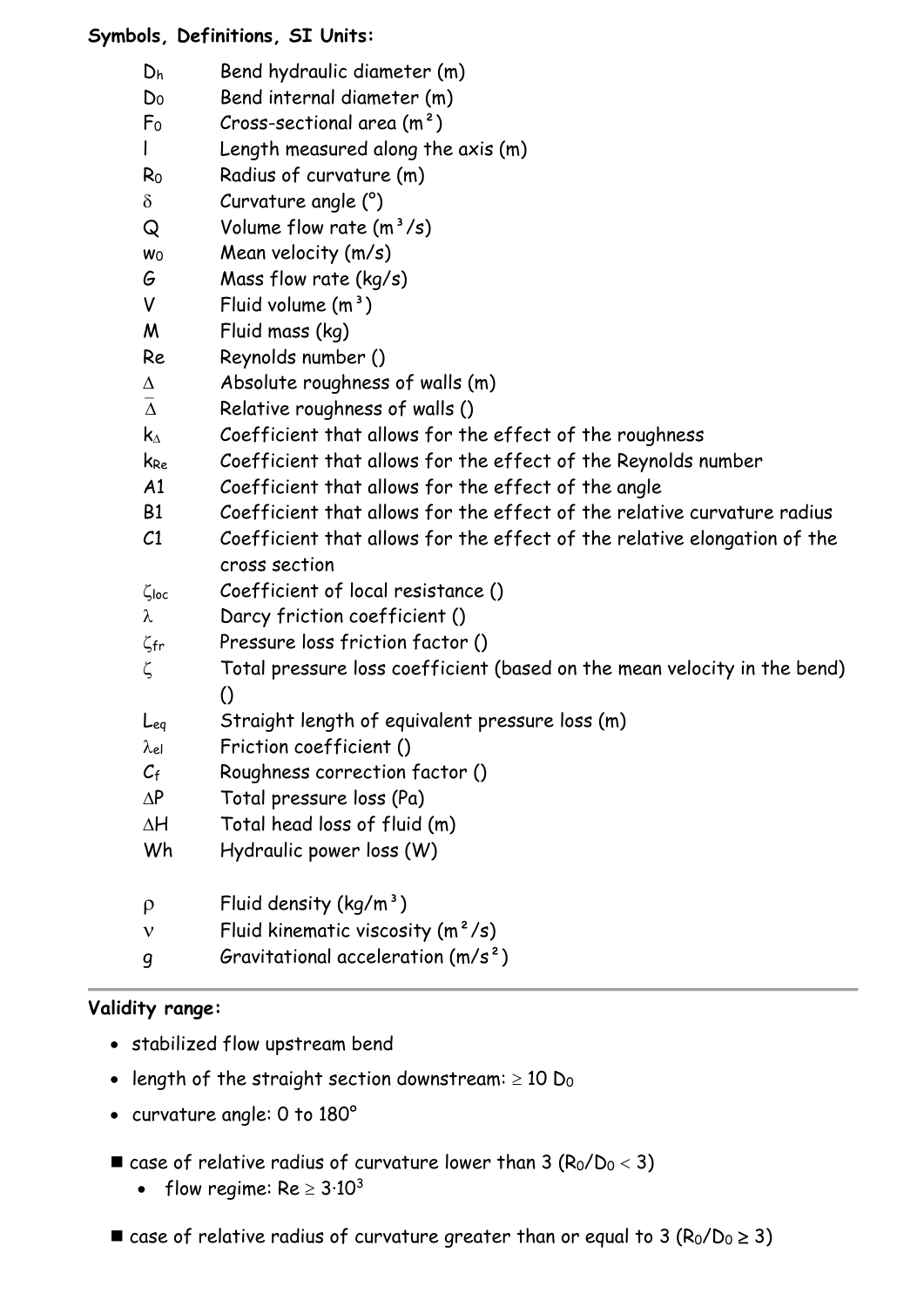**Symbols, Definitions, SI Units:**

| | |
|---|---|
| $D_h$ | Bend hydraulic diameter (m) |
| $D_0$ | Bend internal diameter (m) |
| $F_0$ | Cross-sectional area (m²) |
| $l$ | Length measured along the axis (m) |
| $R_0$ | Radius of curvature (m) |
| $\delta$ | Curvature angle (°) |
| $Q$ | Volume flow rate (m³/s) |
| $w_0$ | Mean velocity (m/s) |
| $G$ | Mass flow rate (kg/s) |
| $V$ | Fluid volume (m³) |
| $M$ | Fluid mass (kg) |
| $Re$ | Reynolds number () |
| $\Delta$ | Absolute roughness of walls (m) |
| $\overline{\Delta}$ | Relative roughness of walls () |
| $k_{\Delta}$ | Coefficient that allows for the effect of the roughness |
| $k_{Re}$ | Coefficient that allows for the effect of the Reynolds number |
| A1 | Coefficient that allows for the effect of the angle |
| B1 | Coefficient that allows for the effect of the relative curvature radius |
| C1 | Coefficient that allows for the effect of the relative elongation of the cross section |
| $\zeta_{loc}$ | Coefficient of local resistance () |
| $\lambda$ | Darcy friction coefficient () |
| $\zeta_{fr}$ | Pressure loss friction factor () |
| $\zeta$ | Total pressure loss coefficient (based on the mean velocity in the bend) () |
| $L_{eq}$ | Straight length of equivalent pressure loss (m) |
| $\lambda_{el}$ | Friction coefficient () |
| $C_f$ | Roughness correction factor () |
| $\Delta P$ | Total pressure loss (Pa) |
| $\Delta H$ | Total head loss of fluid (m) |
| Wh | Hydraulic power loss (W) |
| | |
| $\rho$ | Fluid density (kg/m³) |
| $\nu$ | Fluid kinematic viscosity (m²/s) |
| $g$ | Gravitational acceleration (m/s²) |

**Validity range:**

- stabilized flow upstream bend
- length of the straight section downstream: $\geq 10\ D_0$
- curvature angle: 0 to 180°

■ case of relative radius of curvature lower than 3 ($R_0/D_0 < 3$)

- flow regime: $Re \geq 3{\cdot}10^3$

■ case of relative radius of curvature greater than or equal to 3 ($R_0/D_0 \geq 3$)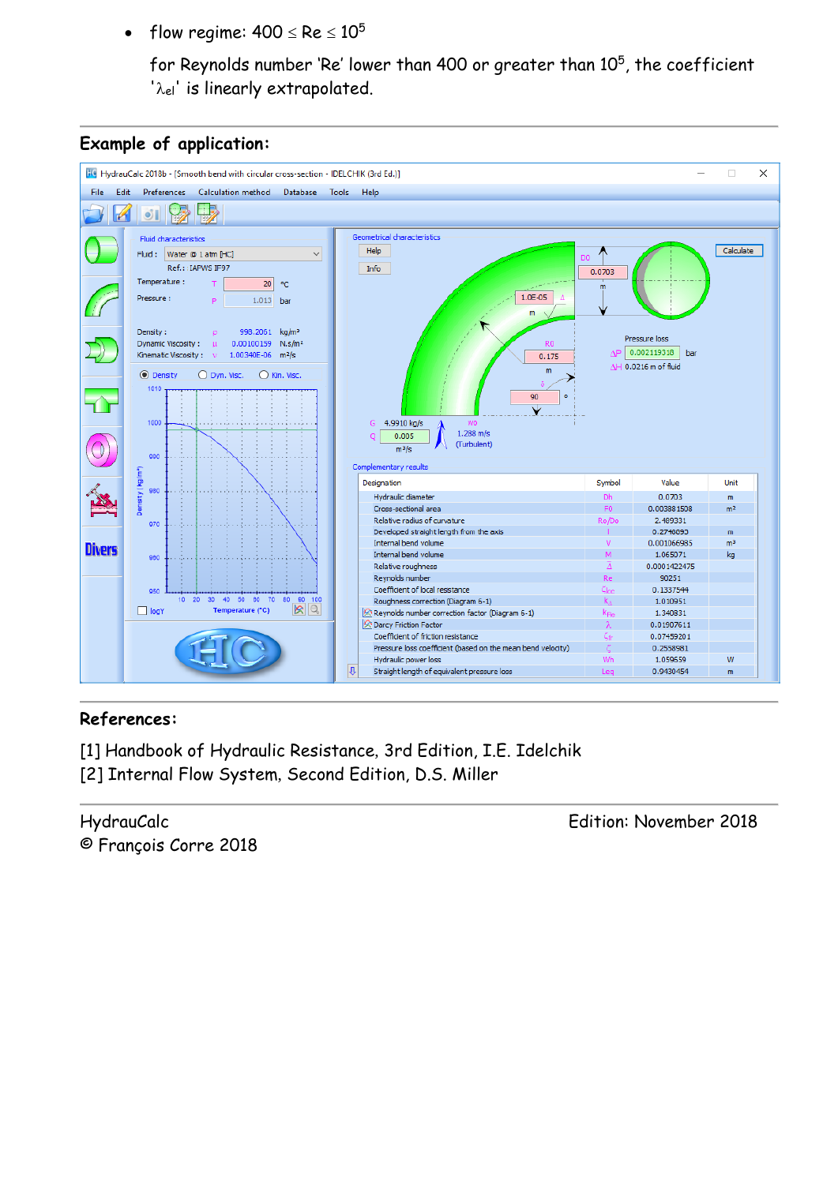- flow regime: $400 \leq Re \leq 10^5$

  for Reynolds number 'Re' lower than 400 or greater than $10^5$, the coefficient '$\lambda_{el}$' is linearly extrapolated.

## Example of application:

HydrauCalc 2018b - [Smooth bend with circular cross-section - IDELCHIK (3rd Ed.)]

File Edit Preferences Calculation method Database Tools Help

Fluid characteristics

Fluid : Water @ 1 atm [HC]

Ref.: IAPWS IF97

Temperature : T 20 °C

Pressure : P 1.013 bar

Density : ρ 998.2061 kg/m³

Dynamic Viscosity : μ 0.00100159 N.s/m²

Kinematic Viscosity : ν 1.00340E-06 m²/s

Density Dyn. Visc. Kin. Visc.

1010

1000

990

980

970

960

950

10 20 30 40 50 60 70 80 90 100

Density (kg/m³)

Temperature (°C)

logY

Divers

Geometrical characteristics

Help

Info

Calculate

D0 0.0703 m

1.0E-05 Δ m

R0 0.175 m

δ 90 °

G 4.9910 kg/s

Q 0.005 m³/s

w0 1.288 m/s (Turbulent)

Pressure loss

ΔP 0.002119318 bar

ΔH 0.0216 m of fluid

Complementary results

| Designation | Symbol | Value | Unit |
|---|---|---|---|
| Hydraulic diameter | Dh | 0.0703 | m |
| Cross-sectional area | F0 | 0.003881508 | m² |
| Relative radius of curvature | R0/D0 | 2.489331 | |
| Developed straight length from the axis | l | 0.2748893 | m |
| Internal bend volume | V | 0.001066985 | m³ |
| Internal bend volume | M | 1.065071 | kg |
| Relative roughness | Δ | 0.0001422475 | |
| Reynolds number | Re | 90251 | |
| Coefficient of local resistance | ζloc | 0.1337544 | |
| Roughness correction (Diagram 6-1) | kΔ | 1.010951 | |
| Reynolds number correction factor (Diagram 6-1) | kRe | 1.340831 | |
| Darcy Friction Factor | λ | 0.01907611 | |
| Coefficient of friction resistance | ζfr | 0.07459201 | |
| Pressure loss coefficient (based on the mean bend velocity) | ζ | 0.2558981 | |
| Hydraulic power loss | Wh | 1.059659 | W |
| Straight length of equivalent pressure loss | Leq | 0.9430454 | m |

## References:

[1] Handbook of Hydraulic Resistance, 3rd Edition, I.E. Idelchik

[2] Internal Flow System, Second Edition, D.S. Miller